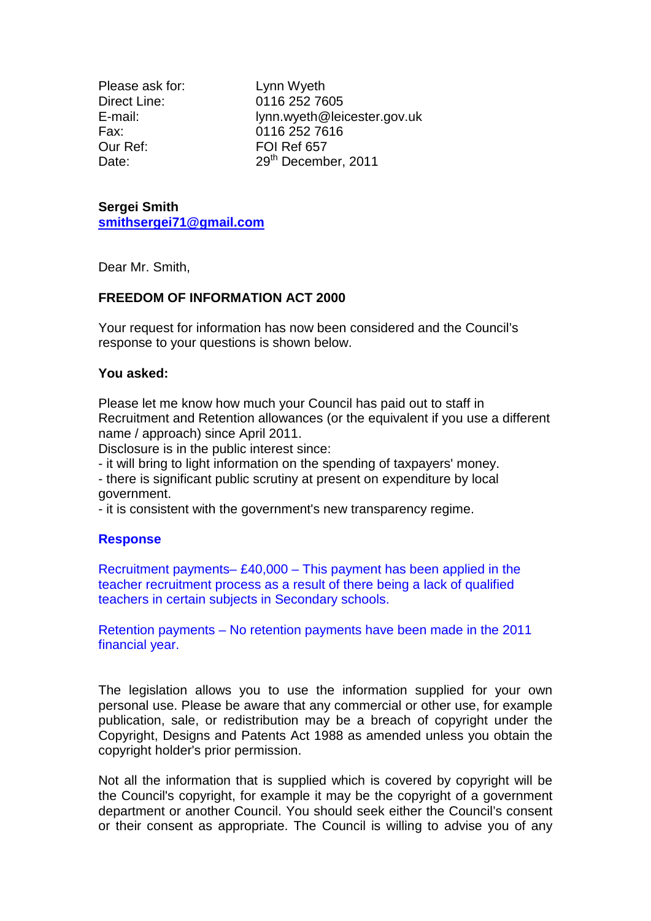| | |
|---|---|
| Please ask for: | Lynn Wyeth |
| Direct Line: | 0116 252 7605 |
| E-mail: | lynn.wyeth@leicester.gov.uk |
| Fax: | 0116 252 7616 |
| Our Ref: | FOI Ref 657 |
| Date: | 29th December, 2011 |

**Sergei Smith**
**smithsergei71@gmail.com**

Dear Mr. Smith,

**FREEDOM OF INFORMATION ACT 2000**

Your request for information has now been considered and the Council's response to your questions is shown below.

**You asked:**

Please let me know how much your Council has paid out to staff in Recruitment and Retention allowances (or the equivalent if you use a different name / approach) since April 2011.
Disclosure is in the public interest since:
- it will bring to light information on the spending of taxpayers' money.
- there is significant public scrutiny at present on expenditure by local government.
- it is consistent with the government's new transparency regime.

**Response**

Recruitment payments– £40,000 – This payment has been applied in the teacher recruitment process as a result of there being a lack of qualified teachers in certain subjects in Secondary schools.

Retention payments – No retention payments have been made in the 2011 financial year.

The legislation allows you to use the information supplied for your own personal use. Please be aware that any commercial or other use, for example publication, sale, or redistribution may be a breach of copyright under the Copyright, Designs and Patents Act 1988 as amended unless you obtain the copyright holder's prior permission.

Not all the information that is supplied which is covered by copyright will be the Council's copyright, for example it may be the copyright of a government department or another Council. You should seek either the Council's consent or their consent as appropriate. The Council is willing to advise you of any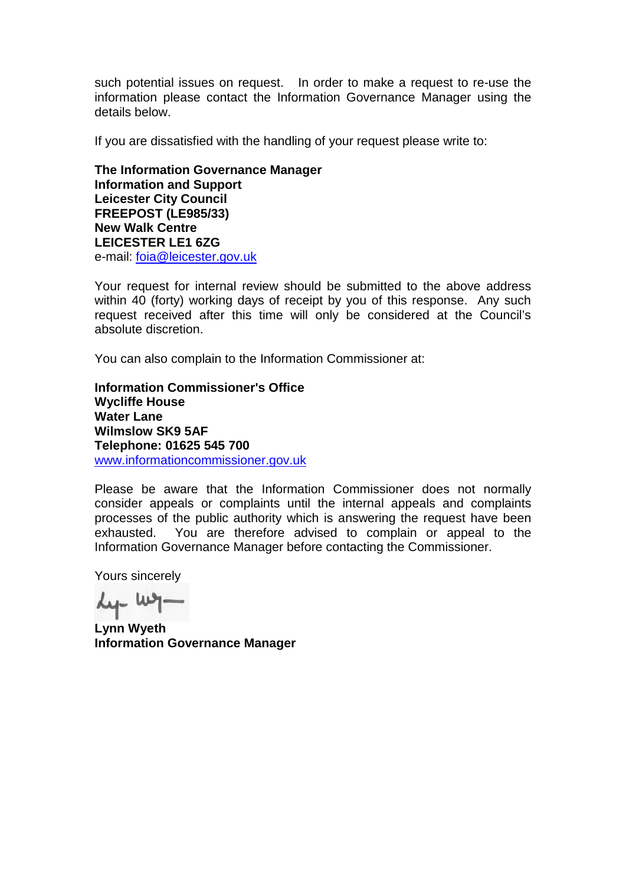such potential issues on request. In order to make a request to re-use the information please contact the Information Governance Manager using the details below.

If you are dissatisfied with the handling of your request please write to:

**The Information Governance Manager**
**Information and Support**
**Leicester City Council**
**FREEPOST (LE985/33)**
**New Walk Centre**
**LEICESTER LE1 6ZG**
e-mail: foia@leicester.gov.uk

Your request for internal review should be submitted to the above address within 40 (forty) working days of receipt by you of this response. Any such request received after this time will only be considered at the Council's absolute discretion.

You can also complain to the Information Commissioner at:

**Information Commissioner's Office**
**Wycliffe House**
**Water Lane**
**Wilmslow SK9 5AF**
**Telephone: 01625 545 700**
www.informationcommissioner.gov.uk

Please be aware that the Information Commissioner does not normally consider appeals or complaints until the internal appeals and complaints processes of the public authority which is answering the request have been exhausted. You are therefore advised to complain or appeal to the Information Governance Manager before contacting the Commissioner.

Yours sincerely

**Lynn Wyeth**
**Information Governance Manager**